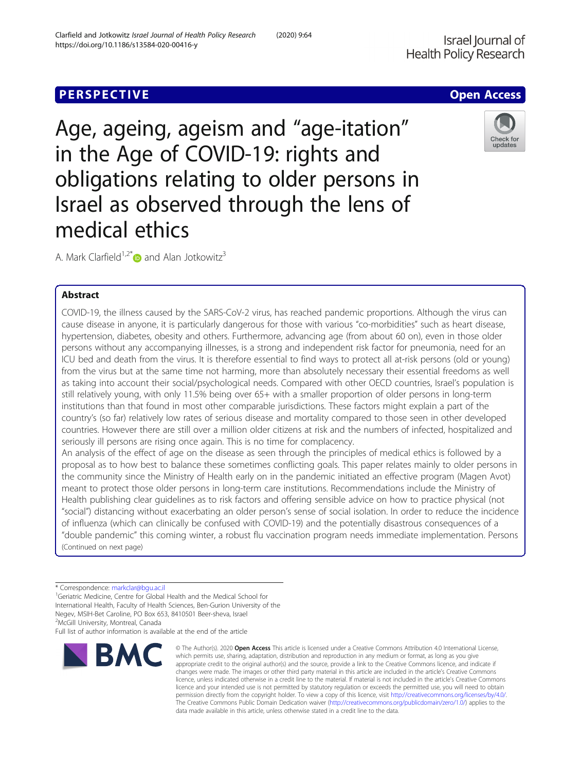PERSPECTIVE

Open Access

# Age, ageing, ageism and "age-itation" in the Age of COVID-19: rights and obligations relating to older persons in Israel as observed through the lens of medical ethics

A. Mark Clarfield[1,2*] and Alan Jotkowitz[3]

## Abstract

COVID-19, the illness caused by the SARS-CoV-2 virus, has reached pandemic proportions. Although the virus can cause disease in anyone, it is particularly dangerous for those with various "co-morbidities" such as heart disease, hypertension, diabetes, obesity and others. Furthermore, advancing age (from about 60 on), even in those older persons without any accompanying illnesses, is a strong and independent risk factor for pneumonia, need for an ICU bed and death from the virus. It is therefore essential to find ways to protect all at-risk persons (old or young) from the virus but at the same time not harming, more than absolutely necessary their essential freedoms as well as taking into account their social/psychological needs. Compared with other OECD countries, Israel's population is still relatively young, with only 11.5% being over 65+ with a smaller proportion of older persons in long-term institutions than that found in most other comparable jurisdictions. These factors might explain a part of the country's (so far) relatively low rates of serious disease and mortality compared to those seen in other developed countries. However there are still over a million older citizens at risk and the numbers of infected, hospitalized and seriously ill persons are rising once again. This is no time for complacency.

An analysis of the effect of age on the disease as seen through the principles of medical ethics is followed by a proposal as to how best to balance these sometimes conflicting goals. This paper relates mainly to older persons in the community since the Ministry of Health early on in the pandemic initiated an effective program (Magen Avot) meant to protect those older persons in long-term care institutions. Recommendations include the Ministry of Health publishing clear guidelines as to risk factors and offering sensible advice on how to practice physical (not "social") distancing without exacerbating an older person's sense of social isolation. In order to reduce the incidence of influenza (which can clinically be confused with COVID-19) and the potentially disastrous consequences of a "double pandemic" this coming winter, a robust flu vaccination program needs immediate implementation. Persons

(Continued on next page)

\* Correspondence: markclar@bgu.ac.il

[1]Geriatric Medicine, Centre for Global Health and the Medical School for International Health, Faculty of Health Sciences, Ben-Gurion University of the Negev, MSIH-Bet Caroline, PO Box 653, 8410501 Beer-sheva, Israel

[2]McGill University, Montreal, Canada

Full list of author information is available at the end of the article

© The Author(s). 2020 **Open Access** This article is licensed under a Creative Commons Attribution 4.0 International License, which permits use, sharing, adaptation, distribution and reproduction in any medium or format, as long as you give appropriate credit to the original author(s) and the source, provide a link to the Creative Commons licence, and indicate if changes were made. The images or other third party material in this article are included in the article's Creative Commons licence, unless indicated otherwise in a credit line to the material. If material is not included in the article's Creative Commons licence and your intended use is not permitted by statutory regulation or exceeds the permitted use, you will need to obtain permission directly from the copyright holder. To view a copy of this licence, visit http://creativecommons.org/licenses/by/4.0/. The Creative Commons Public Domain Dedication waiver (http://creativecommons.org/publicdomain/zero/1.0/) applies to the data made available in this article, unless otherwise stated in a credit line to the data.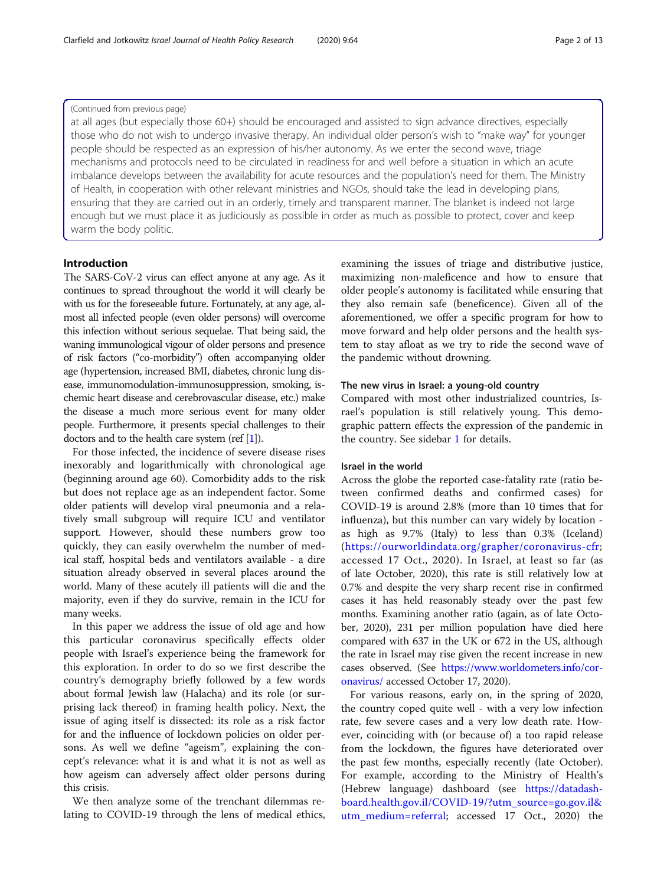(Continued from previous page)

at all ages (but especially those 60+) should be encouraged and assisted to sign advance directives, especially those who do not wish to undergo invasive therapy. An individual older person's wish to "make way" for younger people should be respected as an expression of his/her autonomy. As we enter the second wave, triage mechanisms and protocols need to be circulated in readiness for and well before a situation in which an acute imbalance develops between the availability for acute resources and the population's need for them. The Ministry of Health, in cooperation with other relevant ministries and NGOs, should take the lead in developing plans, ensuring that they are carried out in an orderly, timely and transparent manner. The blanket is indeed not large enough but we must place it as judiciously as possible in order as much as possible to protect, cover and keep warm the body politic.

## Introduction

The SARS-CoV-2 virus can effect anyone at any age. As it continues to spread throughout the world it will clearly be with us for the foreseeable future. Fortunately, at any age, almost all infected people (even older persons) will overcome this infection without serious sequelae. That being said, the waning immunological vigour of older persons and presence of risk factors ("co-morbidity") often accompanying older age (hypertension, increased BMI, diabetes, chronic lung disease, immunomodulation-immunosuppression, smoking, ischemic heart disease and cerebrovascular disease, etc.) make the disease a much more serious event for many older people. Furthermore, it presents special challenges to their doctors and to the health care system (ref [1]).

For those infected, the incidence of severe disease rises inexorably and logarithmically with chronological age (beginning around age 60). Comorbidity adds to the risk but does not replace age as an independent factor. Some older patients will develop viral pneumonia and a relatively small subgroup will require ICU and ventilator support. However, should these numbers grow too quickly, they can easily overwhelm the number of medical staff, hospital beds and ventilators available - a dire situation already observed in several places around the world. Many of these acutely ill patients will die and the majority, even if they do survive, remain in the ICU for many weeks.

In this paper we address the issue of old age and how this particular coronavirus specifically effects older people with Israel's experience being the framework for this exploration. In order to do so we first describe the country's demography briefly followed by a few words about formal Jewish law (Halacha) and its role (or surprising lack thereof) in framing health policy. Next, the issue of aging itself is dissected: its role as a risk factor for and the influence of lockdown policies on older persons. As well we define "ageism", explaining the concept's relevance: what it is and what it is not as well as how ageism can adversely affect older persons during this crisis.

We then analyze some of the trenchant dilemmas relating to COVID-19 through the lens of medical ethics, examining the issues of triage and distributive justice, maximizing non-maleficence and how to ensure that older people's autonomy is facilitated while ensuring that they also remain safe (beneficence). Given all of the aforementioned, we offer a specific program for how to move forward and help older persons and the health system to stay afloat as we try to ride the second wave of the pandemic without drowning.

### The new virus in Israel: a young-old country

Compared with most other industrialized countries, Israel's population is still relatively young. This demographic pattern effects the expression of the pandemic in the country. See sidebar 1 for details.

### Israel in the world

Across the globe the reported case-fatality rate (ratio between confirmed deaths and confirmed cases) for COVID-19 is around 2.8% (more than 10 times that for influenza), but this number can vary widely by location - as high as 9.7% (Italy) to less than 0.3% (Iceland) (https://ourworldindata.org/grapher/coronavirus-cfr; accessed 17 Oct., 2020). In Israel, at least so far (as of late October, 2020), this rate is still relatively low at 0.7% and despite the very sharp recent rise in confirmed cases it has held reasonably steady over the past few months. Examining another ratio (again, as of late October, 2020), 231 per million population have died here compared with 637 in the UK or 672 in the US, although the rate in Israel may rise given the recent increase in new cases observed. (See https://www.worldometers.info/coronavirus/ accessed October 17, 2020).

For various reasons, early on, in the spring of 2020, the country coped quite well - with a very low infection rate, few severe cases and a very low death rate. However, coinciding with (or because of) a too rapid release from the lockdown, the figures have deteriorated over the past few months, especially recently (late October). For example, according to the Ministry of Health's (Hebrew language) dashboard (see https://datadashboard.health.gov.il/COVID-19/?utm_source=go.gov.il&utm_medium=referral; accessed 17 Oct., 2020) the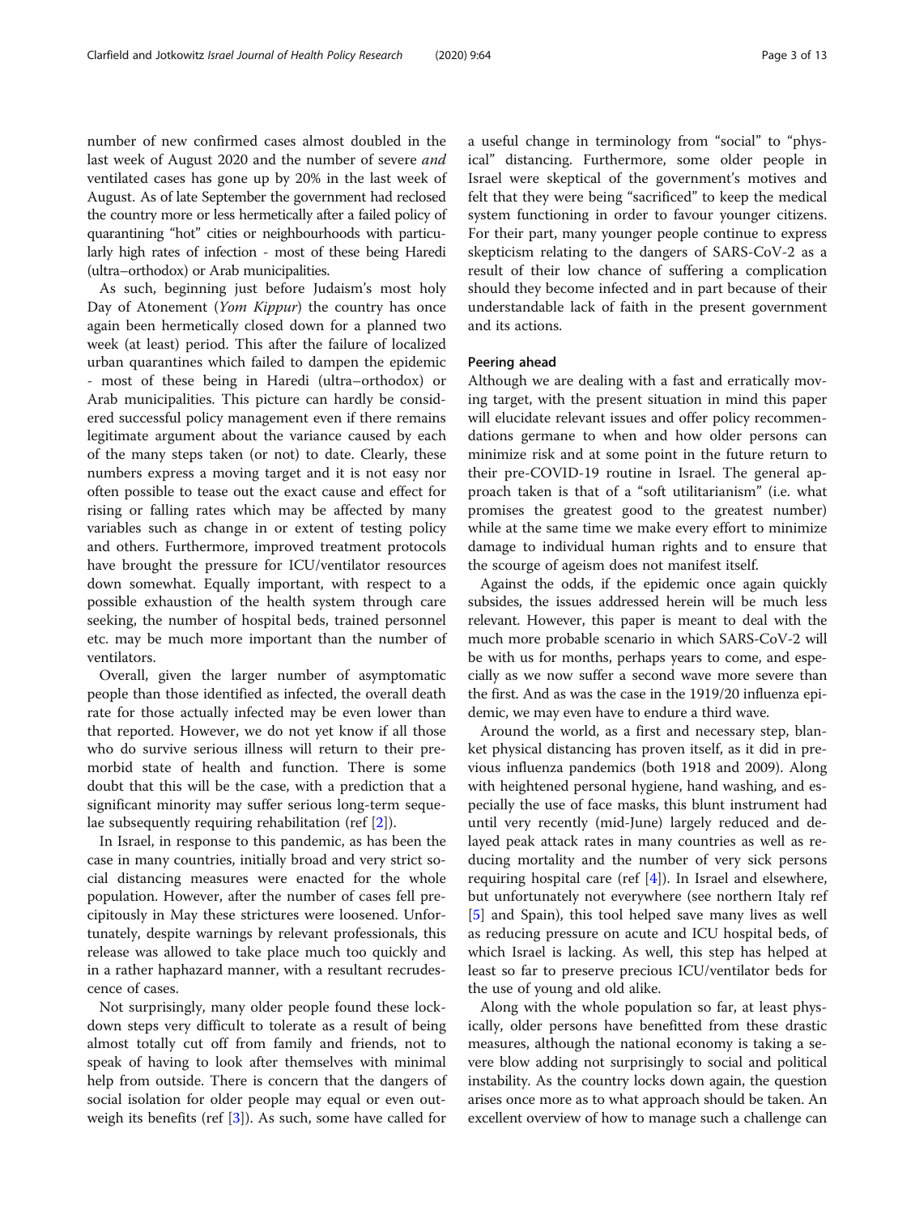number of new confirmed cases almost doubled in the last week of August 2020 and the number of severe *and* ventilated cases has gone up by 20% in the last week of August. As of late September the government had reclosed the country more or less hermetically after a failed policy of quarantining "hot" cities or neighbourhoods with particularly high rates of infection - most of these being Haredi (ultra–orthodox) or Arab municipalities.

As such, beginning just before Judaism's most holy Day of Atonement (*Yom Kippur*) the country has once again been hermetically closed down for a planned two week (at least) period. This after the failure of localized urban quarantines which failed to dampen the epidemic - most of these being in Haredi (ultra–orthodox) or Arab municipalities. This picture can hardly be considered successful policy management even if there remains legitimate argument about the variance caused by each of the many steps taken (or not) to date. Clearly, these numbers express a moving target and it is not easy nor often possible to tease out the exact cause and effect for rising or falling rates which may be affected by many variables such as change in or extent of testing policy and others. Furthermore, improved treatment protocols have brought the pressure for ICU/ventilator resources down somewhat. Equally important, with respect to a possible exhaustion of the health system through care seeking, the number of hospital beds, trained personnel etc. may be much more important than the number of ventilators.

Overall, given the larger number of asymptomatic people than those identified as infected, the overall death rate for those actually infected may be even lower than that reported. However, we do not yet know if all those who do survive serious illness will return to their premorbid state of health and function. There is some doubt that this will be the case, with a prediction that a significant minority may suffer serious long-term sequelae subsequently requiring rehabilitation (ref [2]).

In Israel, in response to this pandemic, as has been the case in many countries, initially broad and very strict social distancing measures were enacted for the whole population. However, after the number of cases fell precipitously in May these strictures were loosened. Unfortunately, despite warnings by relevant professionals, this release was allowed to take place much too quickly and in a rather haphazard manner, with a resultant recrudescence of cases.

Not surprisingly, many older people found these lockdown steps very difficult to tolerate as a result of being almost totally cut off from family and friends, not to speak of having to look after themselves with minimal help from outside. There is concern that the dangers of social isolation for older people may equal or even outweigh its benefits (ref [3]). As such, some have called for a useful change in terminology from "social" to "physical" distancing. Furthermore, some older people in Israel were skeptical of the government's motives and felt that they were being "sacrificed" to keep the medical system functioning in order to favour younger citizens. For their part, many younger people continue to express skepticism relating to the dangers of SARS-CoV-2 as a result of their low chance of suffering a complication should they become infected and in part because of their understandable lack of faith in the present government and its actions.

## Peering ahead

Although we are dealing with a fast and erratically moving target, with the present situation in mind this paper will elucidate relevant issues and offer policy recommendations germane to when and how older persons can minimize risk and at some point in the future return to their pre-COVID-19 routine in Israel. The general approach taken is that of a "soft utilitarianism" (i.e. what promises the greatest good to the greatest number) while at the same time we make every effort to minimize damage to individual human rights and to ensure that the scourge of ageism does not manifest itself.

Against the odds, if the epidemic once again quickly subsides, the issues addressed herein will be much less relevant. However, this paper is meant to deal with the much more probable scenario in which SARS-CoV-2 will be with us for months, perhaps years to come, and especially as we now suffer a second wave more severe than the first. And as was the case in the 1919/20 influenza epidemic, we may even have to endure a third wave.

Around the world, as a first and necessary step, blanket physical distancing has proven itself, as it did in previous influenza pandemics (both 1918 and 2009). Along with heightened personal hygiene, hand washing, and especially the use of face masks, this blunt instrument had until very recently (mid-June) largely reduced and delayed peak attack rates in many countries as well as reducing mortality and the number of very sick persons requiring hospital care (ref [4]). In Israel and elsewhere, but unfortunately not everywhere (see northern Italy ref [5] and Spain), this tool helped save many lives as well as reducing pressure on acute and ICU hospital beds, of which Israel is lacking. As well, this step has helped at least so far to preserve precious ICU/ventilator beds for the use of young and old alike.

Along with the whole population so far, at least physically, older persons have benefitted from these drastic measures, although the national economy is taking a severe blow adding not surprisingly to social and political instability. As the country locks down again, the question arises once more as to what approach should be taken. An excellent overview of how to manage such a challenge can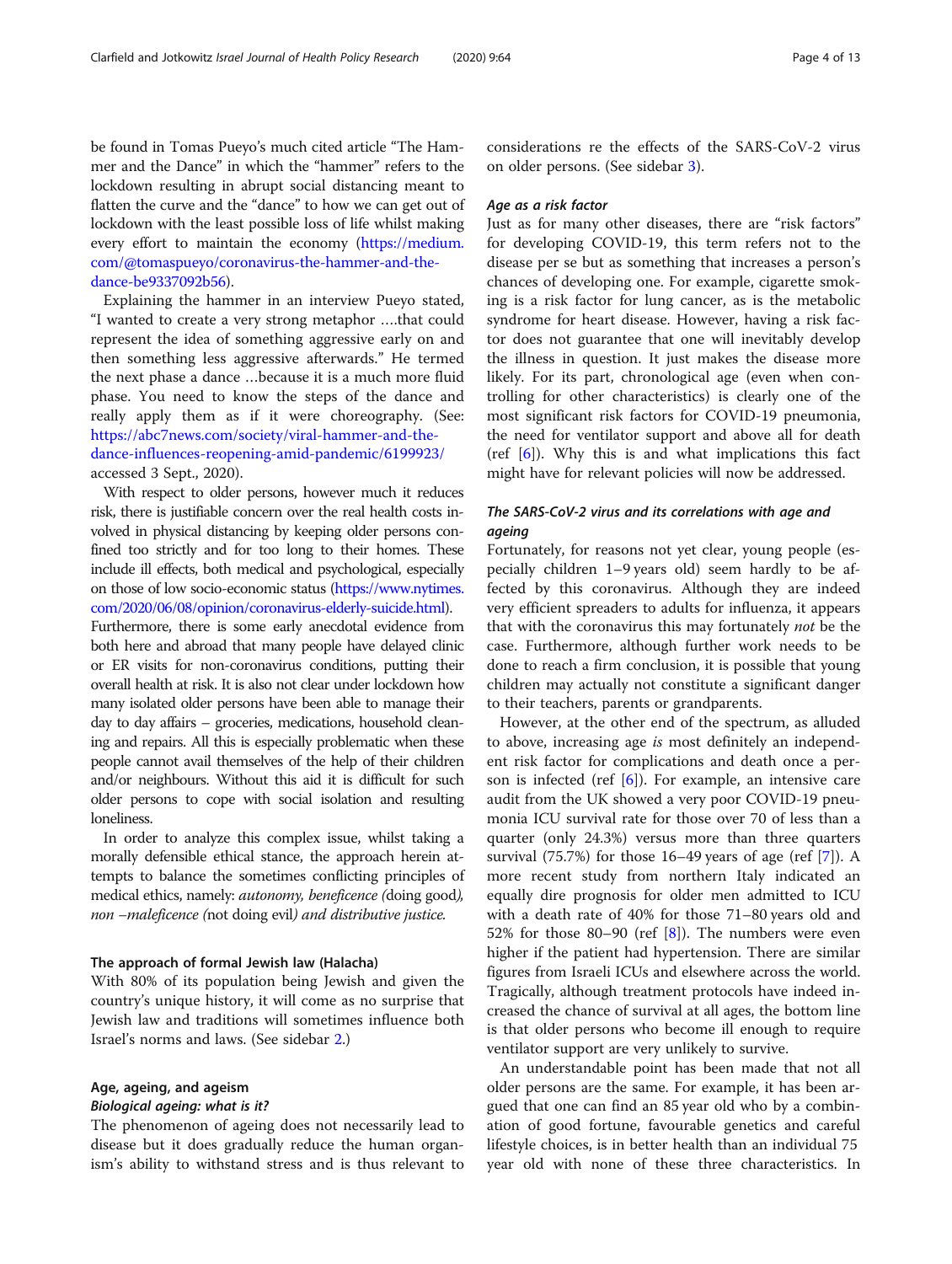be found in Tomas Pueyo's much cited article "The Hammer and the Dance" in which the "hammer" refers to the lockdown resulting in abrupt social distancing meant to flatten the curve and the "dance" to how we can get out of lockdown with the least possible loss of life whilst making every effort to maintain the economy (https://medium.com/@tomaspueyo/coronavirus-the-hammer-and-the-dance-be9337092b56).

Explaining the hammer in an interview Pueyo stated, "I wanted to create a very strong metaphor ….that could represent the idea of something aggressive early on and then something less aggressive afterwards." He termed the next phase a dance …because it is a much more fluid phase. You need to know the steps of the dance and really apply them as if it were choreography. (See: https://abc7news.com/society/viral-hammer-and-the-dance-influences-reopening-amid-pandemic/6199923/ accessed 3 Sept., 2020).

With respect to older persons, however much it reduces risk, there is justifiable concern over the real health costs involved in physical distancing by keeping older persons confined too strictly and for too long to their homes. These include ill effects, both medical and psychological, especially on those of low socio-economic status (https://www.nytimes.com/2020/06/08/opinion/coronavirus-elderly-suicide.html). Furthermore, there is some early anecdotal evidence from both here and abroad that many people have delayed clinic or ER visits for non-coronavirus conditions, putting their overall health at risk. It is also not clear under lockdown how many isolated older persons have been able to manage their day to day affairs – groceries, medications, household cleaning and repairs. All this is especially problematic when these people cannot avail themselves of the help of their children and/or neighbours. Without this aid it is difficult for such older persons to cope with social isolation and resulting loneliness.

In order to analyze this complex issue, whilst taking a morally defensible ethical stance, the approach herein attempts to balance the sometimes conflicting principles of medical ethics, namely: *autonomy, beneficence (*doing good*), non –maleficence (*not doing evil*) and distributive justice.*

## The approach of formal Jewish law (Halacha)

With 80% of its population being Jewish and given the country's unique history, it will come as no surprise that Jewish law and traditions will sometimes influence both Israel's norms and laws. (See sidebar 2.)

## Age, ageing, and ageism

### *Biological ageing: what is it?*

The phenomenon of ageing does not necessarily lead to disease but it does gradually reduce the human organism's ability to withstand stress and is thus relevant to considerations re the effects of the SARS-CoV-2 virus on older persons. (See sidebar 3).

### *Age as a risk factor*

Just as for many other diseases, there are "risk factors" for developing COVID-19, this term refers not to the disease per se but as something that increases a person's chances of developing one. For example, cigarette smoking is a risk factor for lung cancer, as is the metabolic syndrome for heart disease. However, having a risk factor does not guarantee that one will inevitably develop the illness in question. It just makes the disease more likely. For its part, chronological age (even when controlling for other characteristics) is clearly one of the most significant risk factors for COVID-19 pneumonia, the need for ventilator support and above all for death (ref [6]). Why this is and what implications this fact might have for relevant policies will now be addressed.

### *The SARS-CoV-2 virus and its correlations with age and ageing*

Fortunately, for reasons not yet clear, young people (especially children 1–9 years old) seem hardly to be affected by this coronavirus. Although they are indeed very efficient spreaders to adults for influenza, it appears that with the coronavirus this may fortunately *not* be the case. Furthermore, although further work needs to be done to reach a firm conclusion, it is possible that young children may actually not constitute a significant danger to their teachers, parents or grandparents.

However, at the other end of the spectrum, as alluded to above, increasing age *is* most definitely an independent risk factor for complications and death once a person is infected (ref [6]). For example, an intensive care audit from the UK showed a very poor COVID-19 pneumonia ICU survival rate for those over 70 of less than a quarter (only 24.3%) versus more than three quarters survival (75.7%) for those 16–49 years of age (ref [7]). A more recent study from northern Italy indicated an equally dire prognosis for older men admitted to ICU with a death rate of 40% for those 71–80 years old and 52% for those 80–90 (ref [8]). The numbers were even higher if the patient had hypertension. There are similar figures from Israeli ICUs and elsewhere across the world. Tragically, although treatment protocols have indeed increased the chance of survival at all ages, the bottom line is that older persons who become ill enough to require ventilator support are very unlikely to survive.

An understandable point has been made that not all older persons are the same. For example, it has been argued that one can find an 85 year old who by a combination of good fortune, favourable genetics and careful lifestyle choices, is in better health than an individual 75 year old with none of these three characteristics. In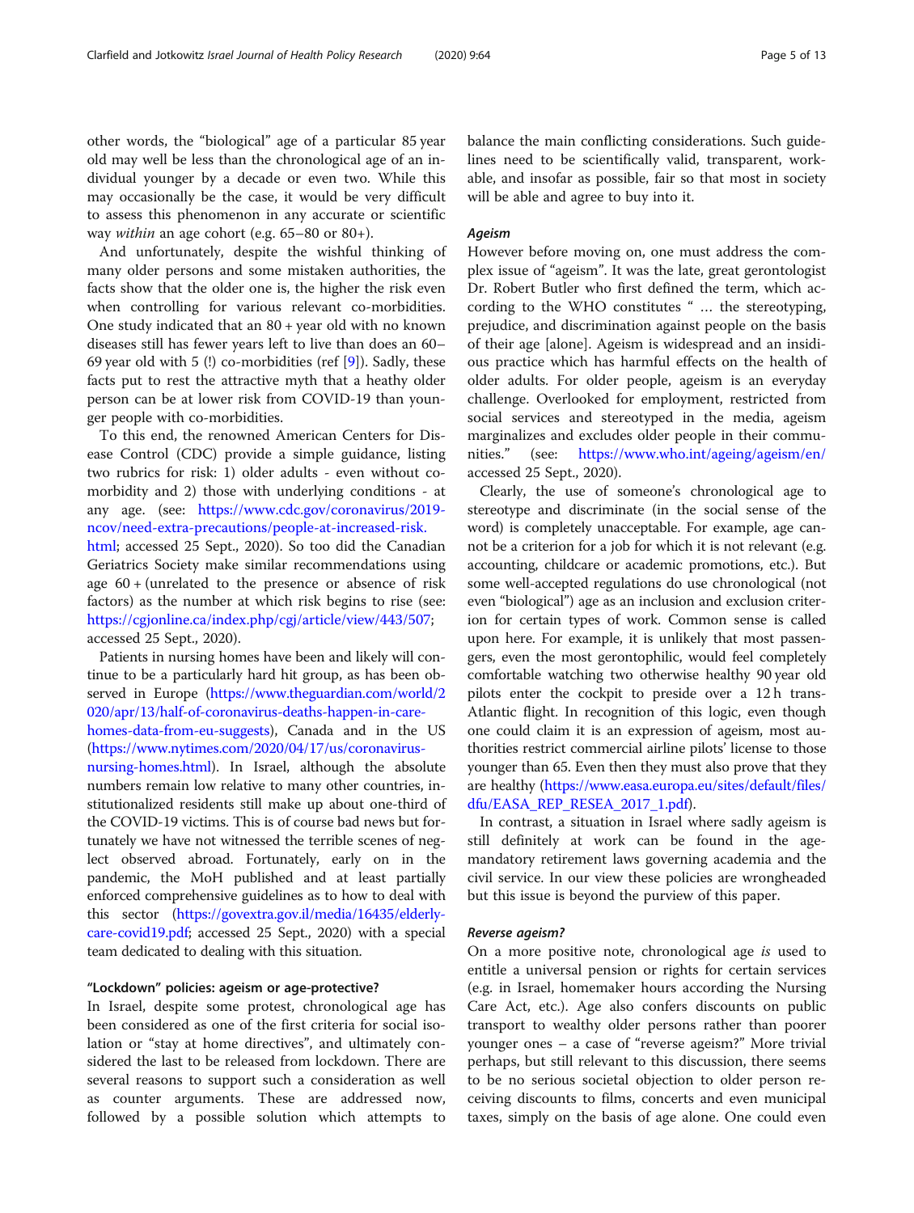other words, the "biological" age of a particular 85 year old may well be less than the chronological age of an individual younger by a decade or even two. While this may occasionally be the case, it would be very difficult to assess this phenomenon in any accurate or scientific way *within* an age cohort (e.g. 65–80 or 80+).

And unfortunately, despite the wishful thinking of many older persons and some mistaken authorities, the facts show that the older one is, the higher the risk even when controlling for various relevant co-morbidities. One study indicated that an 80 + year old with no known diseases still has fewer years left to live than does an 60–69 year old with 5 (!) co-morbidities (ref [9]). Sadly, these facts put to rest the attractive myth that a heathy older person can be at lower risk from COVID-19 than younger people with co-morbidities.

To this end, the renowned American Centers for Disease Control (CDC) provide a simple guidance, listing two rubrics for risk: 1) older adults - even without comorbidity and 2) those with underlying conditions - at any age. (see: https://www.cdc.gov/coronavirus/2019-ncov/need-extra-precautions/people-at-increased-risk.html; accessed 25 Sept., 2020). So too did the Canadian Geriatrics Society make similar recommendations using age 60 + (unrelated to the presence or absence of risk factors) as the number at which risk begins to rise (see: https://cgjonline.ca/index.php/cgj/article/view/443/507; accessed 25 Sept., 2020).

Patients in nursing homes have been and likely will continue to be a particularly hard hit group, as has been observed in Europe (https://www.theguardian.com/world/2020/apr/13/half-of-coronavirus-deaths-happen-in-care-homes-data-from-eu-suggests), Canada and in the US (https://www.nytimes.com/2020/04/17/us/coronavirus-nursing-homes.html). In Israel, although the absolute numbers remain low relative to many other countries, institutionalized residents still make up about one-third of the COVID-19 victims. This is of course bad news but fortunately we have not witnessed the terrible scenes of neglect observed abroad. Fortunately, early on in the pandemic, the MoH published and at least partially enforced comprehensive guidelines as to how to deal with this sector (https://govextra.gov.il/media/16435/elderly-care-covid19.pdf; accessed 25 Sept., 2020) with a special team dedicated to dealing with this situation.

### "Lockdown" policies: ageism or age-protective?

In Israel, despite some protest, chronological age has been considered as one of the first criteria for social isolation or "stay at home directives", and ultimately considered the last to be released from lockdown. There are several reasons to support such a consideration as well as counter arguments. These are addressed now, followed by a possible solution which attempts to balance the main conflicting considerations. Such guidelines need to be scientifically valid, transparent, workable, and insofar as possible, fair so that most in society will be able and agree to buy into it.

#### Ageism

However before moving on, one must address the complex issue of "ageism". It was the late, great gerontologist Dr. Robert Butler who first defined the term, which according to the WHO constitutes " … the stereotyping, prejudice, and discrimination against people on the basis of their age [alone]. Ageism is widespread and an insidious practice which has harmful effects on the health of older adults. For older people, ageism is an everyday challenge. Overlooked for employment, restricted from social services and stereotyped in the media, ageism marginalizes and excludes older people in their communities." (see: https://www.who.int/ageing/ageism/en/ accessed 25 Sept., 2020).

Clearly, the use of someone's chronological age to stereotype and discriminate (in the social sense of the word) is completely unacceptable. For example, age cannot be a criterion for a job for which it is not relevant (e.g. accounting, childcare or academic promotions, etc.). But some well-accepted regulations do use chronological (not even "biological") age as an inclusion and exclusion criterion for certain types of work. Common sense is called upon here. For example, it is unlikely that most passengers, even the most gerontophilic, would feel completely comfortable watching two otherwise healthy 90 year old pilots enter the cockpit to preside over a 12 h trans-Atlantic flight. In recognition of this logic, even though one could claim it is an expression of ageism, most authorities restrict commercial airline pilots' license to those younger than 65. Even then they must also prove that they are healthy (https://www.easa.europa.eu/sites/default/files/dfu/EASA_REP_RESEA_2017_1.pdf).

In contrast, a situation in Israel where sadly ageism is still definitely at work can be found in the age-mandatory retirement laws governing academia and the civil service. In our view these policies are wrongheaded but this issue is beyond the purview of this paper.

#### Reverse ageism?

On a more positive note, chronological age *is* used to entitle a universal pension or rights for certain services (e.g. in Israel, homemaker hours according the Nursing Care Act, etc.). Age also confers discounts on public transport to wealthy older persons rather than poorer younger ones – a case of "reverse ageism?" More trivial perhaps, but still relevant to this discussion, there seems to be no serious societal objection to older person receiving discounts to films, concerts and even municipal taxes, simply on the basis of age alone. One could even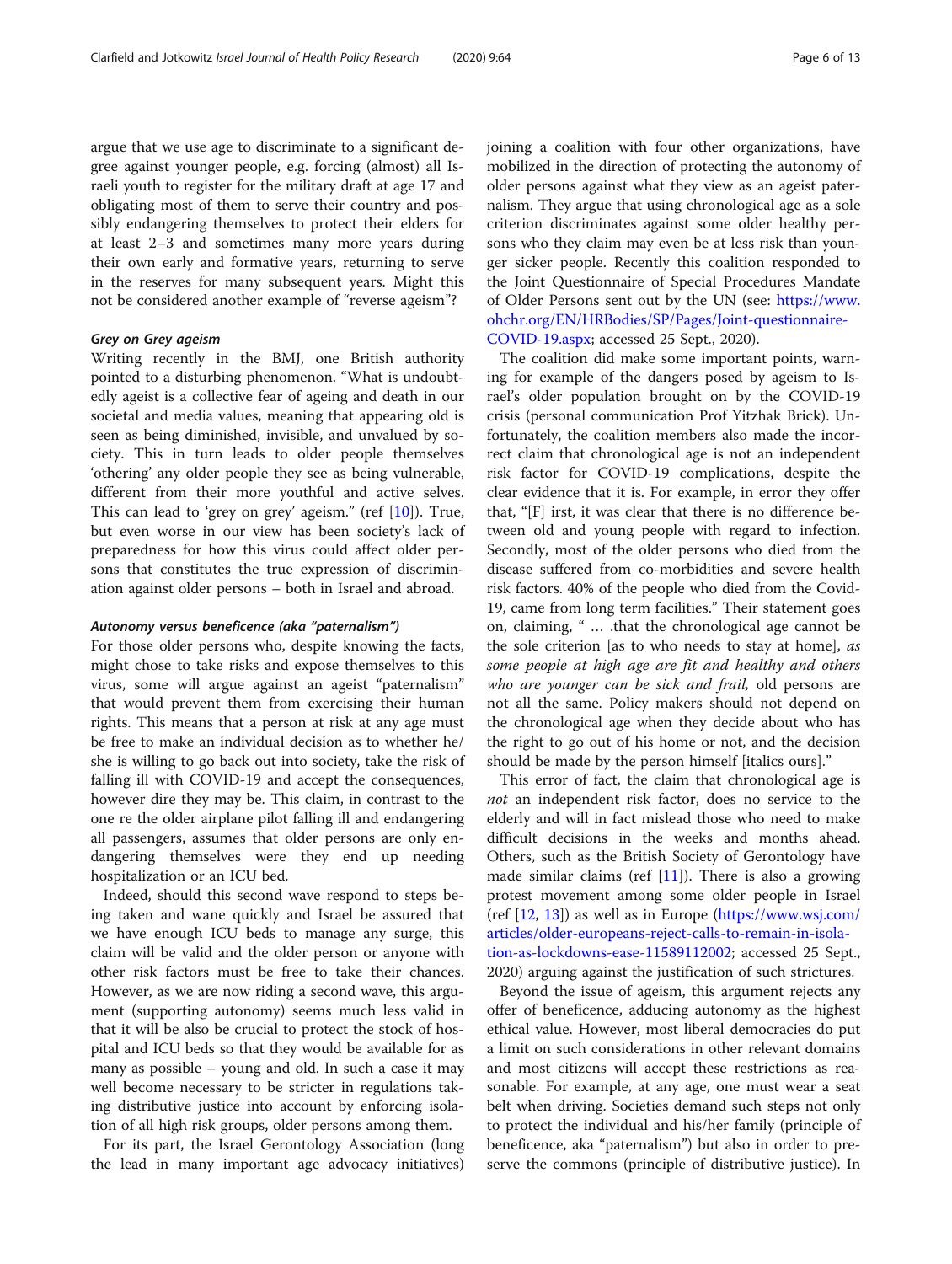argue that we use age to discriminate to a significant degree against younger people, e.g. forcing (almost) all Israeli youth to register for the military draft at age 17 and obligating most of them to serve their country and possibly endangering themselves to protect their elders for at least 2–3 and sometimes many more years during their own early and formative years, returning to serve in the reserves for many subsequent years. Might this not be considered another example of "reverse ageism"?

### Grey on Grey ageism

Writing recently in the BMJ, one British authority pointed to a disturbing phenomenon. "What is undoubtedly ageist is a collective fear of ageing and death in our societal and media values, meaning that appearing old is seen as being diminished, invisible, and unvalued by society. This in turn leads to older people themselves 'othering' any older people they see as being vulnerable, different from their more youthful and active selves. This can lead to 'grey on grey' ageism." (ref [10]). True, but even worse in our view has been society's lack of preparedness for how this virus could affect older persons that constitutes the true expression of discrimination against older persons – both in Israel and abroad.

### Autonomy versus beneficence (aka "paternalism")

For those older persons who, despite knowing the facts, might chose to take risks and expose themselves to this virus, some will argue against an ageist "paternalism" that would prevent them from exercising their human rights. This means that a person at risk at any age must be free to make an individual decision as to whether he/she is willing to go back out into society, take the risk of falling ill with COVID-19 and accept the consequences, however dire they may be. This claim, in contrast to the one re the older airplane pilot falling ill and endangering all passengers, assumes that older persons are only endangering themselves were they end up needing hospitalization or an ICU bed.

Indeed, should this second wave respond to steps being taken and wane quickly and Israel be assured that we have enough ICU beds to manage any surge, this claim will be valid and the older person or anyone with other risk factors must be free to take their chances. However, as we are now riding a second wave, this argument (supporting autonomy) seems much less valid in that it will be also be crucial to protect the stock of hospital and ICU beds so that they would be available for as many as possible – young and old. In such a case it may well become necessary to be stricter in regulations taking distributive justice into account by enforcing isolation of all high risk groups, older persons among them.

For its part, the Israel Gerontology Association (long the lead in many important age advocacy initiatives) joining a coalition with four other organizations, have mobilized in the direction of protecting the autonomy of older persons against what they view as an ageist paternalism. They argue that using chronological age as a sole criterion discriminates against some older healthy persons who they claim may even be at less risk than younger sicker people. Recently this coalition responded to the Joint Questionnaire of Special Procedures Mandate of Older Persons sent out by the UN (see: https://www.ohchr.org/EN/HRBodies/SP/Pages/Joint-questionnaire-COVID-19.aspx; accessed 25 Sept., 2020).

The coalition did make some important points, warning for example of the dangers posed by ageism to Israel's older population brought on by the COVID-19 crisis (personal communication Prof Yitzhak Brick). Unfortunately, the coalition members also made the incorrect claim that chronological age is not an independent risk factor for COVID-19 complications, despite the clear evidence that it is. For example, in error they offer that, "[F] irst, it was clear that there is no difference between old and young people with regard to infection. Secondly, most of the older persons who died from the disease suffered from co-morbidities and severe health risk factors. 40% of the people who died from the Covid-19, came from long term facilities." Their statement goes on, claiming, " … .that the chronological age cannot be the sole criterion [as to who needs to stay at home], *as some people at high age are fit and healthy and others who are younger can be sick and frail,* old persons are not all the same. Policy makers should not depend on the chronological age when they decide about who has the right to go out of his home or not, and the decision should be made by the person himself [italics ours]."

This error of fact, the claim that chronological age is *not* an independent risk factor, does no service to the elderly and will in fact mislead those who need to make difficult decisions in the weeks and months ahead. Others, such as the British Society of Gerontology have made similar claims (ref [11]). There is also a growing protest movement among some older people in Israel (ref [12, 13]) as well as in Europe (https://www.wsj.com/articles/older-europeans-reject-calls-to-remain-in-isolation-as-lockdowns-ease-11589112002; accessed 25 Sept., 2020) arguing against the justification of such strictures.

Beyond the issue of ageism, this argument rejects any offer of beneficence, adducing autonomy as the highest ethical value. However, most liberal democracies do put a limit on such considerations in other relevant domains and most citizens will accept these restrictions as reasonable. For example, at any age, one must wear a seat belt when driving. Societies demand such steps not only to protect the individual and his/her family (principle of beneficence, aka "paternalism") but also in order to preserve the commons (principle of distributive justice). In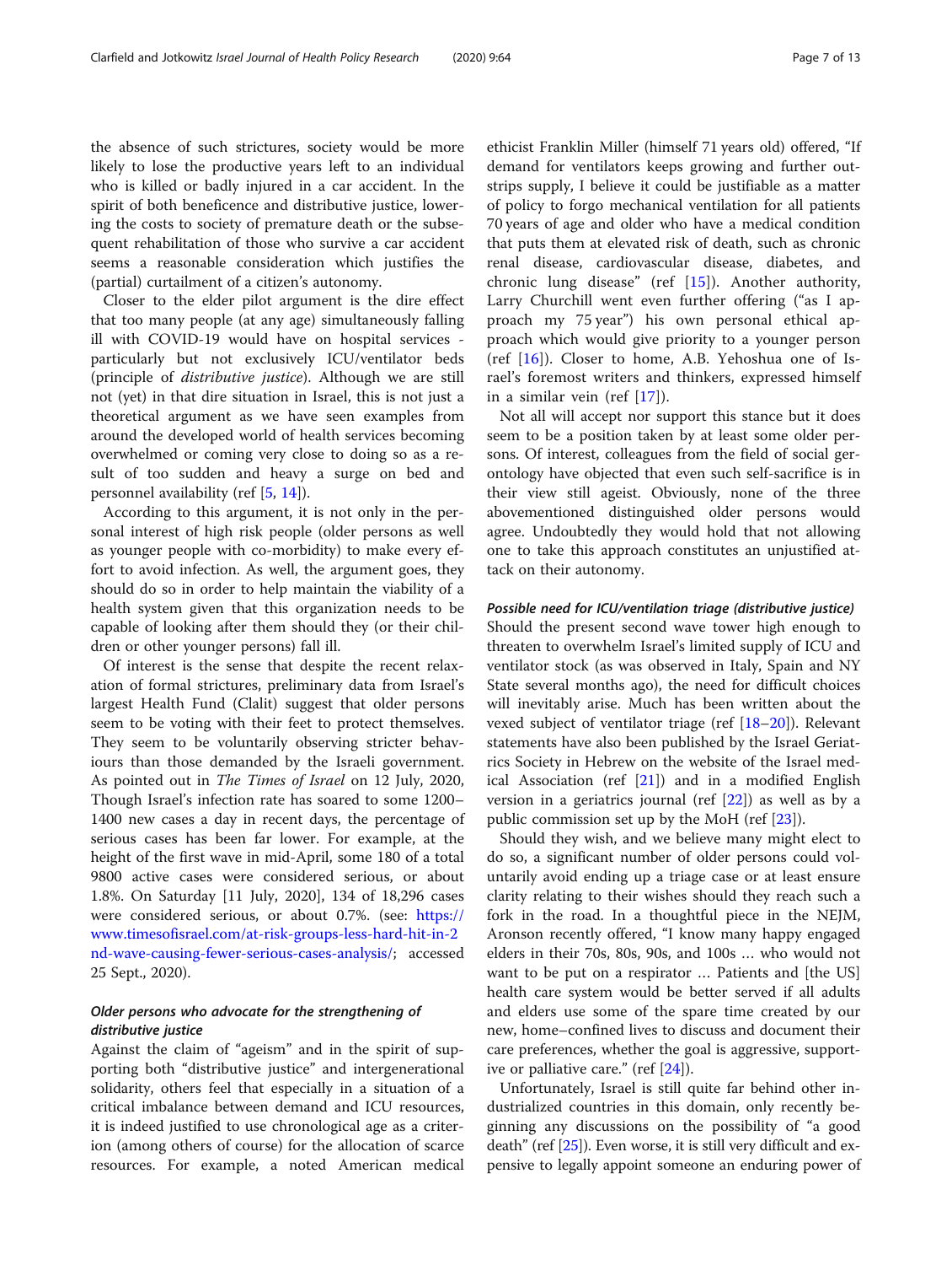the absence of such strictures, society would be more likely to lose the productive years left to an individual who is killed or badly injured in a car accident. In the spirit of both beneficence and distributive justice, lowering the costs to society of premature death or the subsequent rehabilitation of those who survive a car accident seems a reasonable consideration which justifies the (partial) curtailment of a citizen's autonomy.

Closer to the elder pilot argument is the dire effect that too many people (at any age) simultaneously falling ill with COVID-19 would have on hospital services - particularly but not exclusively ICU/ventilator beds (principle of *distributive justice*). Although we are still not (yet) in that dire situation in Israel, this is not just a theoretical argument as we have seen examples from around the developed world of health services becoming overwhelmed or coming very close to doing so as a result of too sudden and heavy a surge on bed and personnel availability (ref [5, 14]).

According to this argument, it is not only in the personal interest of high risk people (older persons as well as younger people with co-morbidity) to make every effort to avoid infection. As well, the argument goes, they should do so in order to help maintain the viability of a health system given that this organization needs to be capable of looking after them should they (or their children or other younger persons) fall ill.

Of interest is the sense that despite the recent relaxation of formal strictures, preliminary data from Israel's largest Health Fund (Clalit) suggest that older persons seem to be voting with their feet to protect themselves. They seem to be voluntarily observing stricter behaviours than those demanded by the Israeli government. As pointed out in *The Times of Israel* on 12 July, 2020, Though Israel's infection rate has soared to some 1200–1400 new cases a day in recent days, the percentage of serious cases has been far lower. For example, at the height of the first wave in mid-April, some 180 of a total 9800 active cases were considered serious, or about 1.8%. On Saturday [11 July, 2020], 134 of 18,296 cases were considered serious, or about 0.7%. (see: https://www.timesofisrael.com/at-risk-groups-less-hard-hit-in-2nd-wave-causing-fewer-serious-cases-analysis/; accessed 25 Sept., 2020).

#### *Older persons who advocate for the strengthening of distributive justice*

Against the claim of "ageism" and in the spirit of supporting both "distributive justice" and intergenerational solidarity, others feel that especially in a situation of a critical imbalance between demand and ICU resources, it is indeed justified to use chronological age as a criterion (among others of course) for the allocation of scarce resources. For example, a noted American medical ethicist Franklin Miller (himself 71 years old) offered, "If demand for ventilators keeps growing and further outstrips supply, I believe it could be justifiable as a matter of policy to forgo mechanical ventilation for all patients 70 years of age and older who have a medical condition that puts them at elevated risk of death, such as chronic renal disease, cardiovascular disease, diabetes, and chronic lung disease" (ref [15]). Another authority, Larry Churchill went even further offering ("as I approach my 75 year") his own personal ethical approach which would give priority to a younger person (ref [16]). Closer to home, A.B. Yehoshua one of Israel's foremost writers and thinkers, expressed himself in a similar vein (ref [17]).

Not all will accept nor support this stance but it does seem to be a position taken by at least some older persons. Of interest, colleagues from the field of social gerontology have objected that even such self-sacrifice is in their view still ageist. Obviously, none of the three abovementioned distinguished older persons would agree. Undoubtedly they would hold that not allowing one to take this approach constitutes an unjustified attack on their autonomy.

#### *Possible need for ICU/ventilation triage (distributive justice)*

Should the present second wave tower high enough to threaten to overwhelm Israel's limited supply of ICU and ventilator stock (as was observed in Italy, Spain and NY State several months ago), the need for difficult choices will inevitably arise. Much has been written about the vexed subject of ventilator triage (ref [18–20]). Relevant statements have also been published by the Israel Geriatrics Society in Hebrew on the website of the Israel medical Association (ref [21]) and in a modified English version in a geriatrics journal (ref [22]) as well as by a public commission set up by the MoH (ref [23]).

Should they wish, and we believe many might elect to do so, a significant number of older persons could voluntarily avoid ending up a triage case or at least ensure clarity relating to their wishes should they reach such a fork in the road. In a thoughtful piece in the NEJM, Aronson recently offered, "I know many happy engaged elders in their 70s, 80s, 90s, and 100s … who would not want to be put on a respirator … Patients and [the US] health care system would be better served if all adults and elders use some of the spare time created by our new, home–confined lives to discuss and document their care preferences, whether the goal is aggressive, supportive or palliative care." (ref [24]).

Unfortunately, Israel is still quite far behind other industrialized countries in this domain, only recently beginning any discussions on the possibility of "a good death" (ref [25]). Even worse, it is still very difficult and expensive to legally appoint someone an enduring power of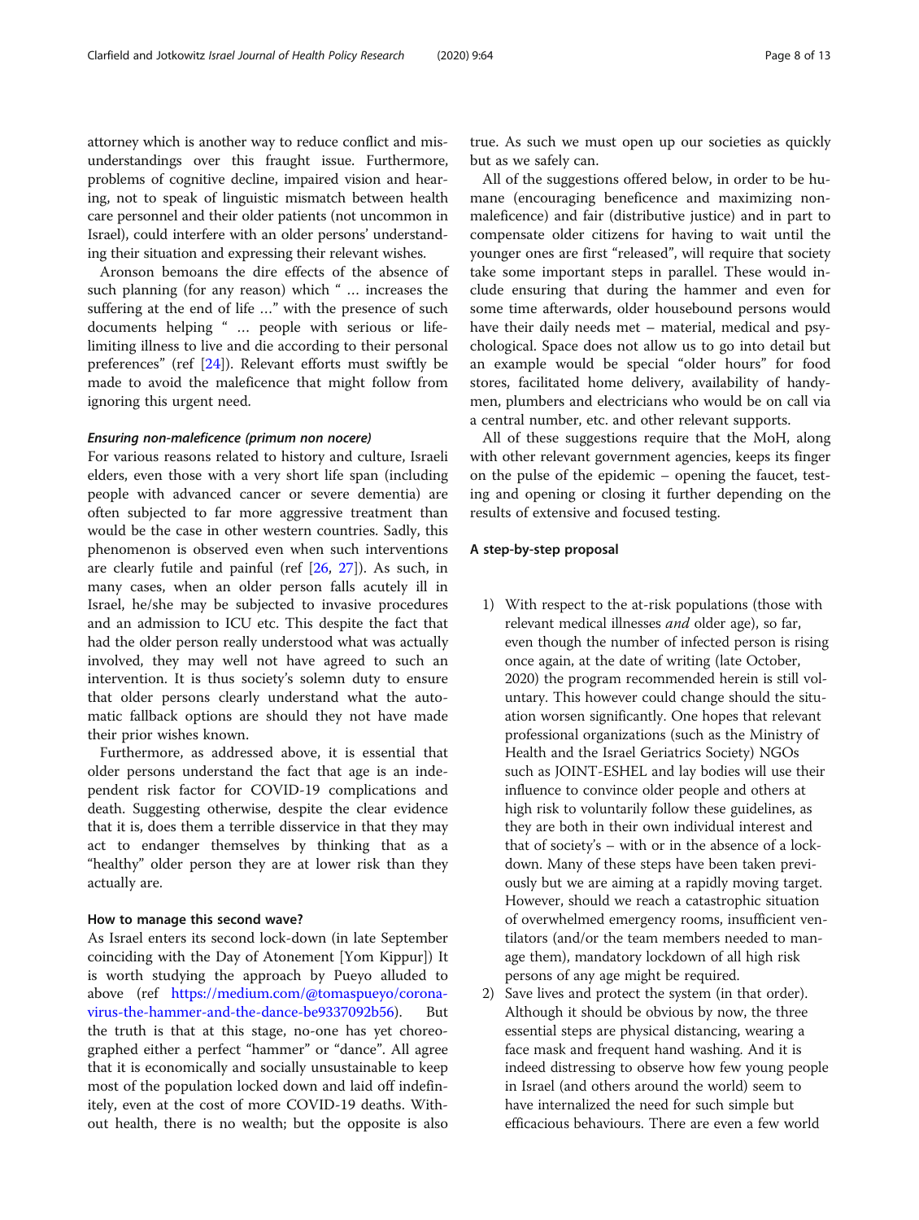attorney which is another way to reduce conflict and misunderstandings over this fraught issue. Furthermore, problems of cognitive decline, impaired vision and hearing, not to speak of linguistic mismatch between health care personnel and their older patients (not uncommon in Israel), could interfere with an older persons' understanding their situation and expressing their relevant wishes.

Aronson bemoans the dire effects of the absence of such planning (for any reason) which " … increases the suffering at the end of life …" with the presence of such documents helping " … people with serious or life-limiting illness to live and die according to their personal preferences" (ref [24]). Relevant efforts must swiftly be made to avoid the maleficence that might follow from ignoring this urgent need.

#### *Ensuring non-maleficence (primum non nocere)*

For various reasons related to history and culture, Israeli elders, even those with a very short life span (including people with advanced cancer or severe dementia) are often subjected to far more aggressive treatment than would be the case in other western countries. Sadly, this phenomenon is observed even when such interventions are clearly futile and painful (ref [26, 27]). As such, in many cases, when an older person falls acutely ill in Israel, he/she may be subjected to invasive procedures and an admission to ICU etc. This despite the fact that had the older person really understood what was actually involved, they may well not have agreed to such an intervention. It is thus society's solemn duty to ensure that older persons clearly understand what the automatic fallback options are should they not have made their prior wishes known.

Furthermore, as addressed above, it is essential that older persons understand the fact that age is an independent risk factor for COVID-19 complications and death. Suggesting otherwise, despite the clear evidence that it is, does them a terrible disservice in that they may act to endanger themselves by thinking that as a "healthy" older person they are at lower risk than they actually are.

### How to manage this second wave?

As Israel enters its second lock-down (in late September coinciding with the Day of Atonement [Yom Kippur]) It is worth studying the approach by Pueyo alluded to above (ref https://medium.com/@tomaspueyo/coronavirus-the-hammer-and-the-dance-be9337092b56). But the truth is that at this stage, no-one has yet choreographed either a perfect "hammer" or "dance". All agree that it is economically and socially unsustainable to keep most of the population locked down and laid off indefinitely, even at the cost of more COVID-19 deaths. Without health, there is no wealth; but the opposite is also true. As such we must open up our societies as quickly but as we safely can.

All of the suggestions offered below, in order to be humane (encouraging beneficence and maximizing non-maleficence) and fair (distributive justice) and in part to compensate older citizens for having to wait until the younger ones are first "released", will require that society take some important steps in parallel. These would include ensuring that during the hammer and even for some time afterwards, older housebound persons would have their daily needs met – material, medical and psychological. Space does not allow us to go into detail but an example would be special "older hours" for food stores, facilitated home delivery, availability of handymen, plumbers and electricians who would be on call via a central number, etc. and other relevant supports.

All of these suggestions require that the MoH, along with other relevant government agencies, keeps its finger on the pulse of the epidemic – opening the faucet, testing and opening or closing it further depending on the results of extensive and focused testing.

### A step-by-step proposal

1) With respect to the at-risk populations (those with relevant medical illnesses *and* older age), so far, even though the number of infected person is rising once again, at the date of writing (late October, 2020) the program recommended herein is still voluntary. This however could change should the situation worsen significantly. One hopes that relevant professional organizations (such as the Ministry of Health and the Israel Geriatrics Society) NGOs such as JOINT-ESHEL and lay bodies will use their influence to convince older people and others at high risk to voluntarily follow these guidelines, as they are both in their own individual interest and that of society's – with or in the absence of a lockdown. Many of these steps have been taken previously but we are aiming at a rapidly moving target. However, should we reach a catastrophic situation of overwhelmed emergency rooms, insufficient ventilators (and/or the team members needed to manage them), mandatory lockdown of all high risk persons of any age might be required.
2) Save lives and protect the system (in that order). Although it should be obvious by now, the three essential steps are physical distancing, wearing a face mask and frequent hand washing. And it is indeed distressing to observe how few young people in Israel (and others around the world) seem to have internalized the need for such simple but efficacious behaviours. There are even a few world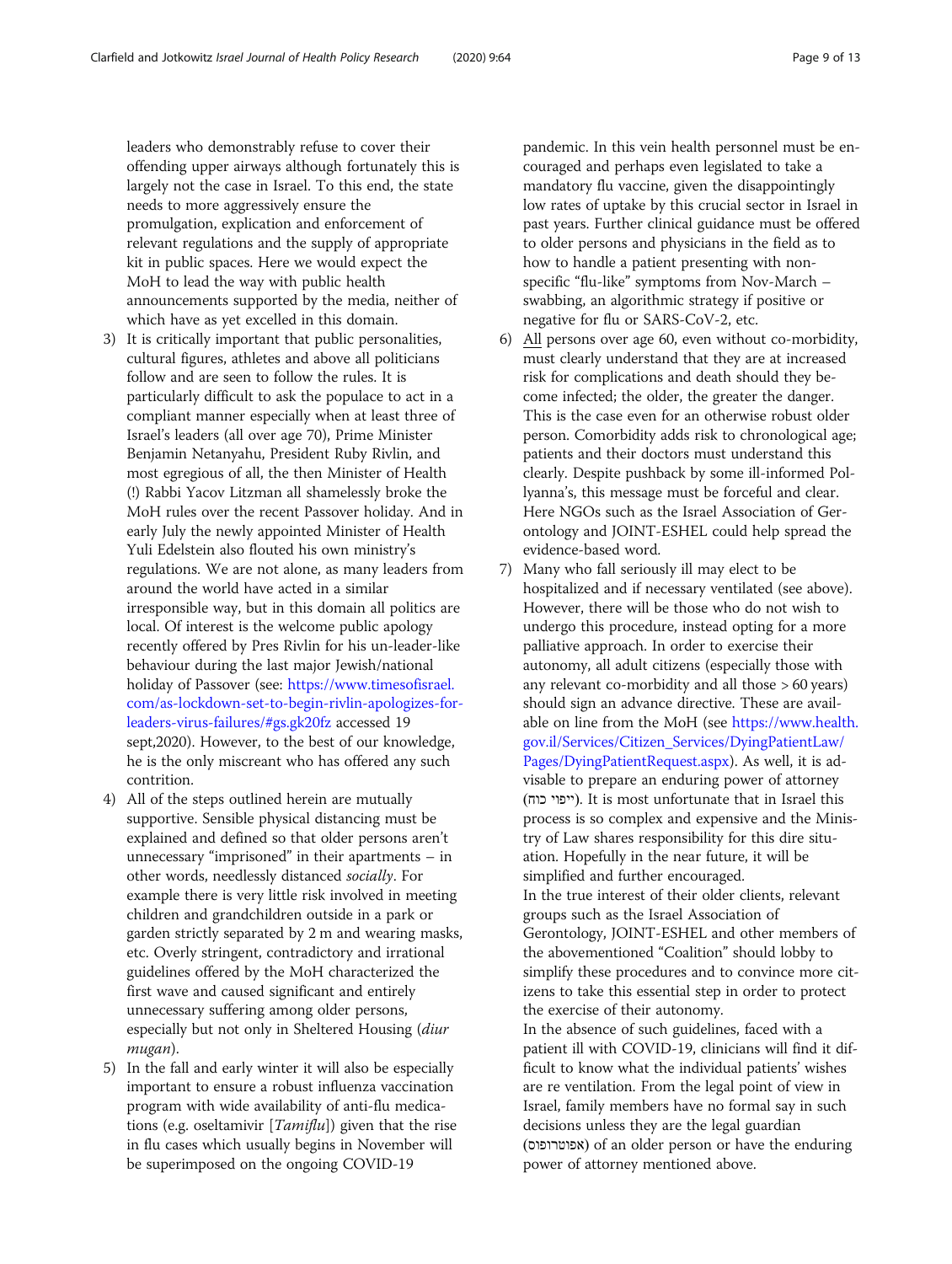leaders who demonstrably refuse to cover their offending upper airways although fortunately this is largely not the case in Israel. To this end, the state needs to more aggressively ensure the promulgation, explication and enforcement of relevant regulations and the supply of appropriate kit in public spaces. Here we would expect the MoH to lead the way with public health announcements supported by the media, neither of which have as yet excelled in this domain.

3) It is critically important that public personalities, cultural figures, athletes and above all politicians follow and are seen to follow the rules. It is particularly difficult to ask the populace to act in a compliant manner especially when at least three of Israel's leaders (all over age 70), Prime Minister Benjamin Netanyahu, President Ruby Rivlin, and most egregious of all, the then Minister of Health (!) Rabbi Yacov Litzman all shamelessly broke the MoH rules over the recent Passover holiday. And in early July the newly appointed Minister of Health Yuli Edelstein also flouted his own ministry's regulations. We are not alone, as many leaders from around the world have acted in a similar irresponsible way, but in this domain all politics are local. Of interest is the welcome public apology recently offered by Pres Rivlin for his un-leader-like behaviour during the last major Jewish/national holiday of Passover (see: https://www.timesofisrael.com/as-lockdown-set-to-begin-rivlin-apologizes-for-leaders-virus-failures/#gs.gk20fz accessed 19 sept,2020). However, to the best of our knowledge, he is the only miscreant who has offered any such contrition.

4) All of the steps outlined herein are mutually supportive. Sensible physical distancing must be explained and defined so that older persons aren't unnecessary "imprisoned" in their apartments – in other words, needlessly distanced *socially*. For example there is very little risk involved in meeting children and grandchildren outside in a park or garden strictly separated by 2 m and wearing masks, etc. Overly stringent, contradictory and irrational guidelines offered by the MoH characterized the first wave and caused significant and entirely unnecessary suffering among older persons, especially but not only in Sheltered Housing (*diur mugan*).

5) In the fall and early winter it will also be especially important to ensure a robust influenza vaccination program with wide availability of anti-flu medications (e.g. oseltamivir [*Tamiflu*]) given that the rise in flu cases which usually begins in November will be superimposed on the ongoing COVID-19 pandemic. In this vein health personnel must be encouraged and perhaps even legislated to take a mandatory flu vaccine, given the disappointingly low rates of uptake by this crucial sector in Israel in past years. Further clinical guidance must be offered to older persons and physicians in the field as to how to handle a patient presenting with non-specific "flu-like" symptoms from Nov-March – swabbing, an algorithmic strategy if positive or negative for flu or SARS-CoV-2, etc.

6) <u>All</u> persons over age 60, even without co-morbidity, must clearly understand that they are at increased risk for complications and death should they become infected; the older, the greater the danger. This is the case even for an otherwise robust older person. Comorbidity adds risk to chronological age; patients and their doctors must understand this clearly. Despite pushback by some ill-informed Pollyanna's, this message must be forceful and clear. Here NGOs such as the Israel Association of Gerontology and JOINT-ESHEL could help spread the evidence-based word.

7) Many who fall seriously ill may elect to be hospitalized and if necessary ventilated (see above). However, there will be those who do not wish to undergo this procedure, instead opting for a more palliative approach. In order to exercise their autonomy, all adult citizens (especially those with any relevant co-morbidity and all those > 60 years) should sign an advance directive. These are available on line from the MoH (see https://www.health.gov.il/Services/Citizen_Services/DyingPatientLaw/Pages/DyingPatientRequest.aspx). As well, it is advisable to prepare an enduring power of attorney (ייפוי כוח). It is most unfortunate that in Israel this process is so complex and expensive and the Ministry of Law shares responsibility for this dire situation. Hopefully in the near future, it will be simplified and further encouraged.

   In the true interest of their older clients, relevant groups such as the Israel Association of Gerontology, JOINT-ESHEL and other members of the abovementioned "Coalition" should lobby to simplify these procedures and to convince more citizens to take this essential step in order to protect the exercise of their autonomy.

   In the absence of such guidelines, faced with a patient ill with COVID-19, clinicians will find it difficult to know what the individual patients' wishes are re ventilation. From the legal point of view in Israel, family members have no formal say in such decisions unless they are the legal guardian (אפוטרופוס) of an older person or have the enduring power of attorney mentioned above.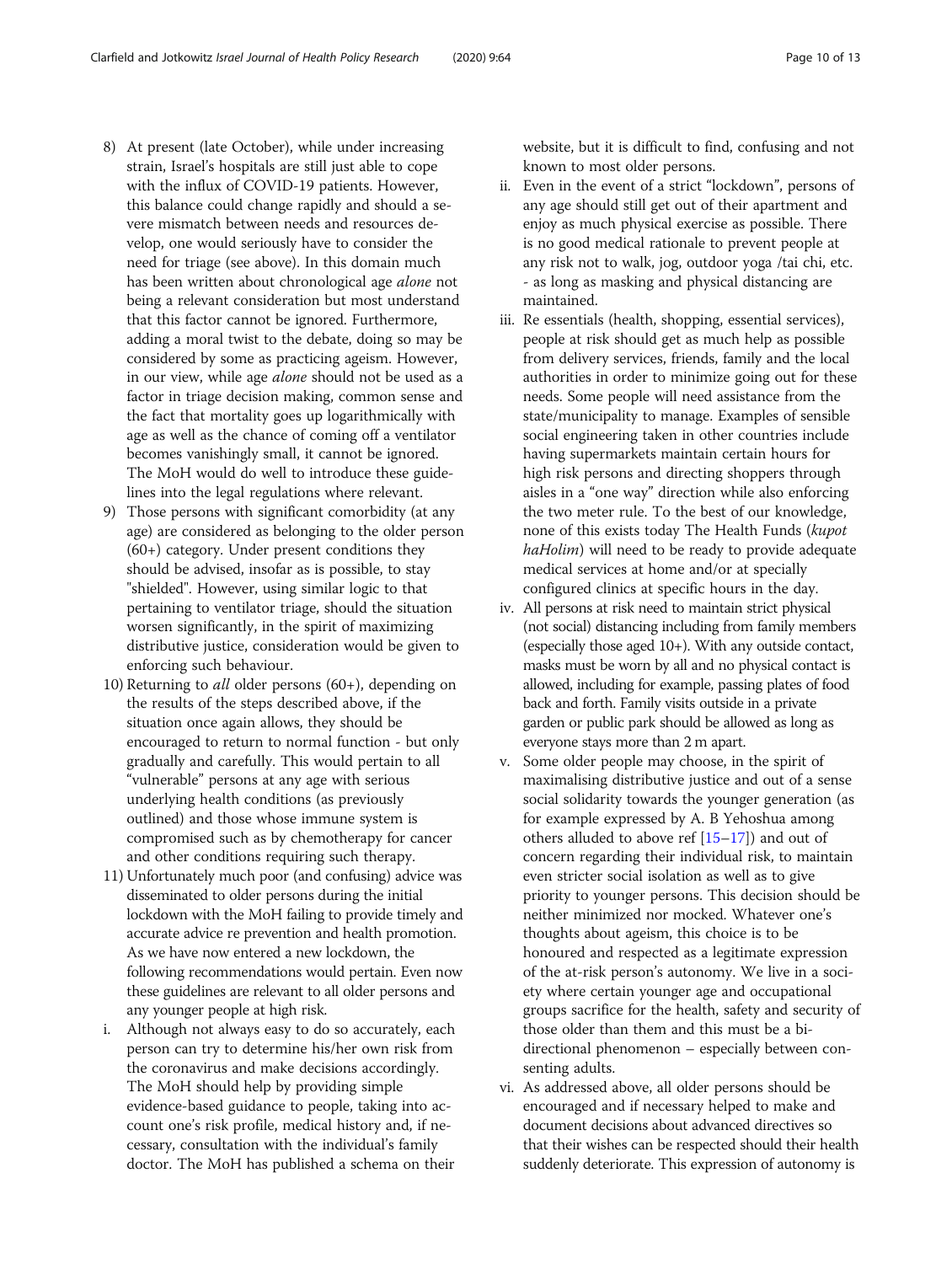8) At present (late October), while under increasing strain, Israel's hospitals are still just able to cope with the influx of COVID-19 patients. However, this balance could change rapidly and should a severe mismatch between needs and resources develop, one would seriously have to consider the need for triage (see above). In this domain much has been written about chronological age *alone* not being a relevant consideration but most understand that this factor cannot be ignored. Furthermore, adding a moral twist to the debate, doing so may be considered by some as practicing ageism. However, in our view, while age *alone* should not be used as a factor in triage decision making, common sense and the fact that mortality goes up logarithmically with age as well as the chance of coming off a ventilator becomes vanishingly small, it cannot be ignored. The MoH would do well to introduce these guidelines into the legal regulations where relevant.
9) Those persons with significant comorbidity (at any age) are considered as belonging to the older person (60+) category. Under present conditions they should be advised, insofar as is possible, to stay "shielded". However, using similar logic to that pertaining to ventilator triage, should the situation worsen significantly, in the spirit of maximizing distributive justice, consideration would be given to enforcing such behaviour.
10) Returning to *all* older persons (60+), depending on the results of the steps described above, if the situation once again allows, they should be encouraged to return to normal function - but only gradually and carefully. This would pertain to all "vulnerable" persons at any age with serious underlying health conditions (as previously outlined) and those whose immune system is compromised such as by chemotherapy for cancer and other conditions requiring such therapy.
11) Unfortunately much poor (and confusing) advice was disseminated to older persons during the initial lockdown with the MoH failing to provide timely and accurate advice re prevention and health promotion. As we have now entered a new lockdown, the following recommendations would pertain. Even now these guidelines are relevant to all older persons and any younger people at high risk.

i. Although not always easy to do so accurately, each person can try to determine his/her own risk from the coronavirus and make decisions accordingly. The MoH should help by providing simple evidence-based guidance to people, taking into account one's risk profile, medical history and, if necessary, consultation with the individual's family doctor. The MoH has published a schema on their website, but it is difficult to find, confusing and not known to most older persons.
ii. Even in the event of a strict "lockdown", persons of any age should still get out of their apartment and enjoy as much physical exercise as possible. There is no good medical rationale to prevent people at any risk not to walk, jog, outdoor yoga /tai chi, etc. - as long as masking and physical distancing are maintained.
iii. Re essentials (health, shopping, essential services), people at risk should get as much help as possible from delivery services, friends, family and the local authorities in order to minimize going out for these needs. Some people will need assistance from the state/municipality to manage. Examples of sensible social engineering taken in other countries include having supermarkets maintain certain hours for high risk persons and directing shoppers through aisles in a "one way" direction while also enforcing the two meter rule. To the best of our knowledge, none of this exists today The Health Funds (*kupot haHolim*) will need to be ready to provide adequate medical services at home and/or at specially configured clinics at specific hours in the day.
iv. All persons at risk need to maintain strict physical (not social) distancing including from family members (especially those aged 10+). With any outside contact, masks must be worn by all and no physical contact is allowed, including for example, passing plates of food back and forth. Family visits outside in a private garden or public park should be allowed as long as everyone stays more than 2 m apart.
v. Some older people may choose, in the spirit of maximalising distributive justice and out of a sense social solidarity towards the younger generation (as for example expressed by A. B Yehoshua among others alluded to above ref [15–17]) and out of concern regarding their individual risk, to maintain even stricter social isolation as well as to give priority to younger persons. This decision should be neither minimized nor mocked. Whatever one's thoughts about ageism, this choice is to be honoured and respected as a legitimate expression of the at-risk person's autonomy. We live in a society where certain younger age and occupational groups sacrifice for the health, safety and security of those older than them and this must be a bi-directional phenomenon – especially between consenting adults.
vi. As addressed above, all older persons should be encouraged and if necessary helped to make and document decisions about advanced directives so that their wishes can be respected should their health suddenly deteriorate. This expression of autonomy is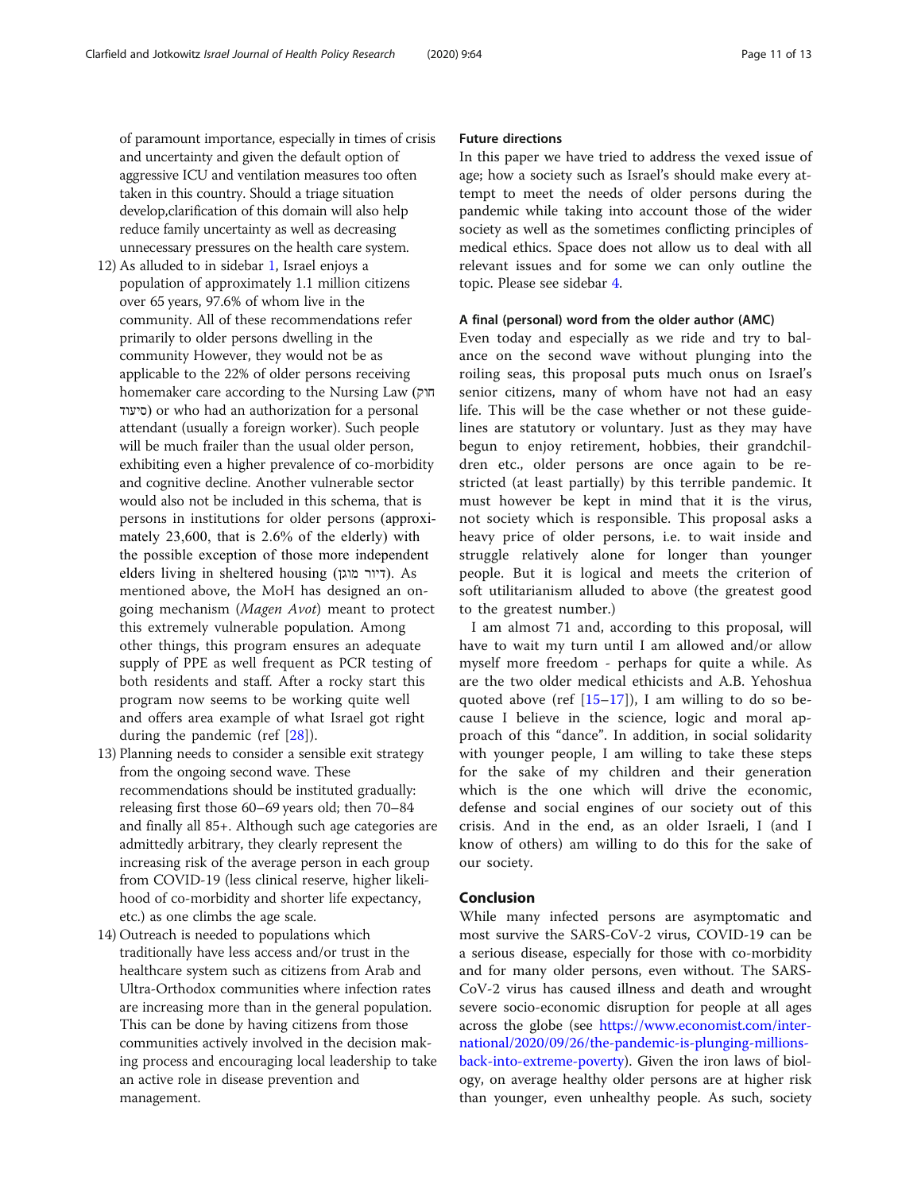of paramount importance, especially in times of crisis and uncertainty and given the default option of aggressive ICU and ventilation measures too often taken in this country. Should a triage situation develop,clarification of this domain will also help reduce family uncertainty as well as decreasing unnecessary pressures on the health care system.

12) As alluded to in sidebar 1, Israel enjoys a population of approximately 1.1 million citizens over 65 years, 97.6% of whom live in the community. All of these recommendations refer primarily to older persons dwelling in the community However, they would not be as applicable to the 22% of older persons receiving homemaker care according to the Nursing Law (חוק סיעוד) or who had an authorization for a personal attendant (usually a foreign worker). Such people will be much frailer than the usual older person, exhibiting even a higher prevalence of co-morbidity and cognitive decline. Another vulnerable sector would also not be included in this schema, that is persons in institutions for older persons (approximately 23,600, that is 2.6% of the elderly) with the possible exception of those more independent elders living in sheltered housing (דיור מוגן). As mentioned above, the MoH has designed an ongoing mechanism (*Magen Avot*) meant to protect this extremely vulnerable population. Among other things, this program ensures an adequate supply of PPE as well frequent as PCR testing of both residents and staff. After a rocky start this program now seems to be working quite well and offers area example of what Israel got right during the pandemic (ref [28]).
13) Planning needs to consider a sensible exit strategy from the ongoing second wave. These recommendations should be instituted gradually: releasing first those 60–69 years old; then 70–84 and finally all 85+. Although such age categories are admittedly arbitrary, they clearly represent the increasing risk of the average person in each group from COVID-19 (less clinical reserve, higher likelihood of co-morbidity and shorter life expectancy, etc.) as one climbs the age scale.
14) Outreach is needed to populations which traditionally have less access and/or trust in the healthcare system such as citizens from Arab and Ultra-Orthodox communities where infection rates are increasing more than in the general population. This can be done by having citizens from those communities actively involved in the decision making process and encouraging local leadership to take an active role in disease prevention and management.

#### Future directions

In this paper we have tried to address the vexed issue of age; how a society such as Israel's should make every attempt to meet the needs of older persons during the pandemic while taking into account those of the wider society as well as the sometimes conflicting principles of medical ethics. Space does not allow us to deal with all relevant issues and for some we can only outline the topic. Please see sidebar 4.

#### A final (personal) word from the older author (AMC)

Even today and especially as we ride and try to balance on the second wave without plunging into the roiling seas, this proposal puts much onus on Israel's senior citizens, many of whom have not had an easy life. This will be the case whether or not these guidelines are statutory or voluntary. Just as they may have begun to enjoy retirement, hobbies, their grandchildren etc., older persons are once again to be restricted (at least partially) by this terrible pandemic. It must however be kept in mind that it is the virus, not society which is responsible. This proposal asks a heavy price of older persons, i.e. to wait inside and struggle relatively alone for longer than younger people. But it is logical and meets the criterion of soft utilitarianism alluded to above (the greatest good to the greatest number.)

I am almost 71 and, according to this proposal, will have to wait my turn until I am allowed and/or allow myself more freedom - perhaps for quite a while. As are the two older medical ethicists and A.B. Yehoshua quoted above (ref [15–17]), I am willing to do so because I believe in the science, logic and moral approach of this "dance". In addition, in social solidarity with younger people, I am willing to take these steps for the sake of my children and their generation which is the one which will drive the economic, defense and social engines of our society out of this crisis. And in the end, as an older Israeli, I (and I know of others) am willing to do this for the sake of our society.

## Conclusion

While many infected persons are asymptomatic and most survive the SARS-CoV-2 virus, COVID-19 can be a serious disease, especially for those with co-morbidity and for many older persons, even without. The SARS-CoV-2 virus has caused illness and death and wrought severe socio-economic disruption for people at all ages across the globe (see https://www.economist.com/international/2020/09/26/the-pandemic-is-plunging-millions-back-into-extreme-poverty). Given the iron laws of biology, on average healthy older persons are at higher risk than younger, even unhealthy people. As such, society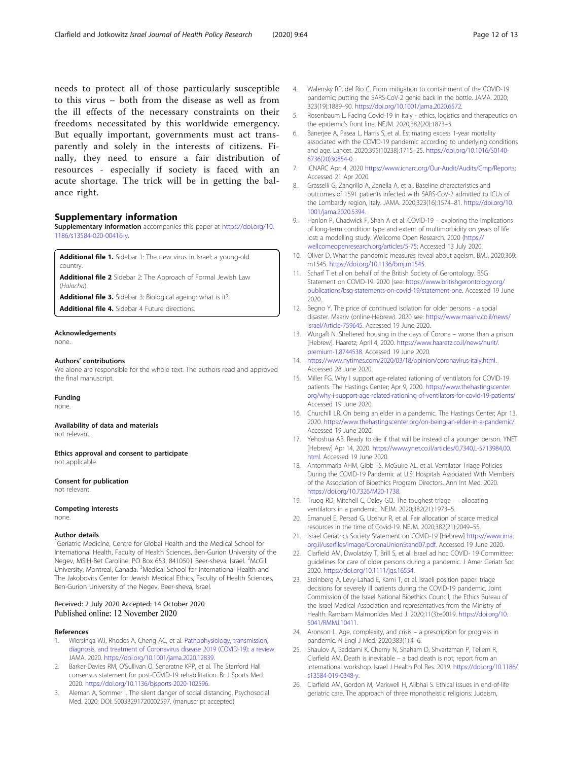needs to protect all of those particularly susceptible to this virus – both from the disease as well as from the ill effects of the necessary constraints on their freedoms necessitated by this worldwide emergency. But equally important, governments must act transparently and solely in the interests of citizens. Finally, they need to ensure a fair distribution of resources - especially if society is faced with an acute shortage. The trick will be in getting the balance right.

## Supplementary information

**Supplementary information** accompanies this paper at https://doi.org/10.1186/s13584-020-00416-y.

**Additional file 1.** Sidebar 1: The new virus in Israel: a young-old country.

**Additional file 2** Sidebar 2: The Approach of Formal Jewish Law (*Halacha*).

**Additional file 3.** Sidebar 3: Biological ageing: what is it?.

**Additional file 4.** Sidebar 4 Future directions.

### Acknowledgements
none.

### Authors' contributions
We alone are responsible for the whole text. The authors read and approved the final manuscript.

### Funding
none.

### Availability of data and materials
not relevant.

### Ethics approval and consent to participate
not applicable.

### Consent for publication
not relevant.

### Competing interests
none.

### Author details
[1]Geriatric Medicine, Centre for Global Health and the Medical School for International Health, Faculty of Health Sciences, Ben-Gurion University of the Negev, MSIH-Bet Caroline, PO Box 653, 8410501 Beer-sheva, Israel. [2]McGill University, Montreal, Canada. [3]Medical School for International Health and The Jakobovits Center for Jewish Medical Ethics, Faculty of Health Sciences, Ben-Gurion University of the Negev, Beer-sheva, Israel.

Received: 2 July 2020 Accepted: 14 October 2020
Published online: 12 November 2020

### References

1. Wiersinga WJ, Rhodes A, Cheng AC, et al. Pathophysiology, transmission, diagnosis, and treatment of Coronavirus disease 2019 (COVID-19): a review. JAMA. 2020. https://doi.org/10.1001/jama.2020.12839.
2. Barker-Davies RM, O'Sullivan O, Senaratne KPP, et al. The Stanford Hall consensus statement for post-COVID-19 rehabilitation. Br J Sports Med. 2020. https://doi.org/10.1136/bjsports-2020-102596.
3. Aleman A, Sommer I. The silent danger of social distancing. Psychosocial Med. 2020; DOI: S0033291720002597. (manuscript accepted).
4. Walensky RP, del Rio C. From mitigation to containment of the COVID-19 pandemic; putting the SARS-CoV-2 genie back in the bottle. JAMA. 2020; 323(19):1889–90. https://doi.org/10.1001/jama.2020.6572.
5. Rosenbaum L. Facing Covid-19 in Italy - ethics, logistics and therapeutics on the epidemic's front line. NEJM. 2020;382(20):1873–5.
6. Banerjee A, Pasea L, Harris S, et al. Estimating excess 1-year mortality associated with the COVID-19 pandemic according to underlying conditions and age. Lancet. 2020;395(10238):1715–25. https://doi.org/10.1016/S0140-6736(20)30854-0.
7. ICNARC Apr. 4, 2020 https://www.icnarc.org/Our-Audit/Audits/Cmp/Reports; Accessed 21 Apr 2020.
8. Grasselli G, Zangrillo A, Zanella A, et al. Baseline characteristics and outcomes of 1591 patients infected with SARS-CoV-2 admitted to ICUs of the Lombardy region, Italy. JAMA. 2020;323(16):1574–81. https://doi.org/10.1001/jama.2020.5394.
9. Hanlon P, Chadwick F, Shah A et al. COVID-19 – exploring the implications of long-term condition type and extent of multimorbidity on years of life lost: a modelling study. Wellcome Open Research. 2020 (https://wellcomeopenresearch.org/articles/5-75; Accessed 13 July 2020.
10. Oliver D. What the pandemic measures reveal about ageism. BMJ. 2020;369:m1545. https://doi.org/10.1136/bmj.m1545.
11. Scharf T et al on behalf of the British Society of Gerontology. BSG Statement on COVID-19. 2020 (see: https://www.britishgerontology.org/publications/bsg-statements-on-covid-19/statement-one. Accessed 19 June 2020.
12. Begno Y. The price of continued isolation for older persons - a social disaster. Maariv (online-Hebrew). 2020 see: https://www.maariv.co.il/news/israel/Article-759645. Accessed 19 June 2020.
13. Wurgaft N. Sheltered housing in the days of Corona – worse than a prison [Hebrew]. Haaretz; April 4, 2020. https://www.haaretz.co.il/news/nurit/.premium-1.8744538. Accessed 19 June 2020.
14. https://www.nytimes.com/2020/03/18/opinion/coronavirus-italy.html. Accessed 28 June 2020.
15. Miller FG. Why I support age-related rationing of ventilators for COVID-19 patients. The Hastings Center; Apr 9, 2020. https://www.thehastingscenter.org/why-i-support-age-related-rationing-of-ventilators-for-covid-19-patients/ Accessed 19 June 2020.
16. Churchill LR. On being an elder in a pandemic. The Hastings Center; Apr 13, 2020. https://www.thehastingscenter.org/on-being-an-elder-in-a-pandemic/. Accessed 19 June 2020.
17. Yehoshua AB. Ready to die if that will be instead of a younger person. YNET [Hebrew] Apr 14, 2020. https://www.ynet.co.il/articles/0,7340,L-5713984,00.html. Accessed 19 June 2020.
18. Antommaria AHM, Gibb TS, McGuire AL, et al. Ventilator Triage Policies During the COVID-19 Pandemic at U.S. Hospitals Associated With Members of the Association of Bioethics Program Directors. Ann Int Med. 2020. https://doi.org/10.7326/M20-1738.
19. Truog RD, Mitchell C, Daley GQ. The toughest triage — allocating ventilators in a pandemic. NEJM. 2020;382(21):1973–5.
20. Emanuel E, Persad G, Upshur R, et al. Fair allocation of scarce medical resources in the time of Covid-19. NEJM. 2020;382(21):2049–55.
21. Israel Geriatrics Society Statement on COVID-19 [Hebrew] https://www.ima.org.il/userfiles/image/CoronaUnionStand07.pdf. Accessed 19 June 2020.
22. Clarfield AM, Dwolatzky T, Brill S, et al. Israel ad hoc COVID- 19 Committee: guidelines for care of older persons during a pandemic. J Amer Geriatr Soc. 2020. https://doi.org/10.1111/jgs.16554.
23. Steinberg A, Levy-Lahad E, Karni T, et al. Israeli position paper: triage decisions for severely ill patients during the COVID-19 pandemic. Joint Commission of the Israel National Bioethics Council, the Ethics Bureau of the Israel Medical Association and representatives from the Ministry of Health. Rambam Maimonides Med J. 2020;11(3):e0019. https://doi.org/10.5041/RMMJ.10411.
24. Aronson L. Age, complexity, and crisis – a prescription for progress in pandemic. N Engl J Med. 2020;383(1):4–6.
25. Shaulov A, Baddarni K, Cherny N, Shaham D, Shvartzman P, Tellem R, Clarfield AM. Death is inevitable – a bad death is not; report from an international workshop. Israel J Health Pol Res. 2019. https://doi.org/10.1186/s13584-019-0348-y.
26. Clarfield AM, Gordon M, Markwell H, Alibhai S. Ethical issues in end-of-life geriatric care. The approach of three monotheistic religions: Judaism,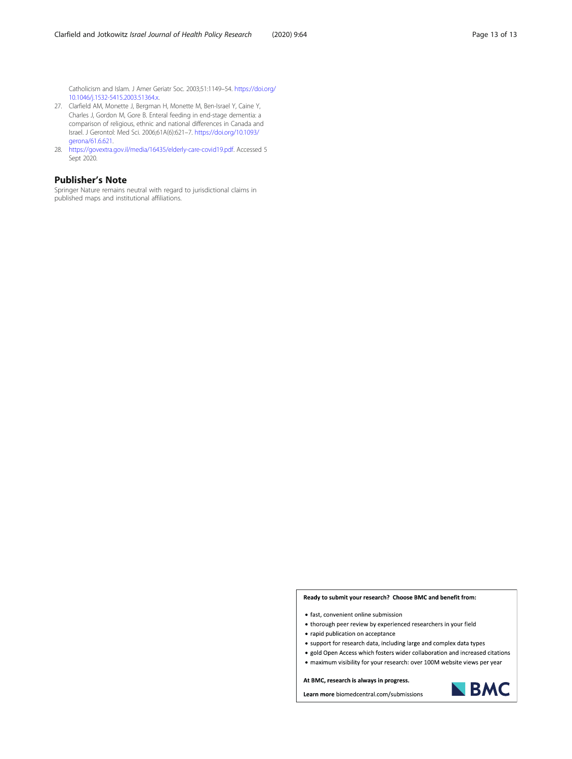Catholicism and Islam. J Amer Geriatr Soc. 2003;51:1149–54. https://doi.org/10.1046/j.1532-5415.2003.51364.x.

27. Clarfield AM, Monette J, Bergman H, Monette M, Ben-Israel Y, Caine Y, Charles J, Gordon M, Gore B. Enteral feeding in end-stage dementia: a comparison of religious, ethnic and national differences in Canada and Israel. J Gerontol: Med Sci. 2006;61A(6):621–7. https://doi.org/10.1093/gerona/61.6.621.
28. https://govextra.gov.il/media/16435/elderly-care-covid19.pdf. Accessed 5 Sept 2020.

## Publisher's Note

Springer Nature remains neutral with regard to jurisdictional claims in published maps and institutional affiliations.

**Ready to submit your research? Choose BMC and benefit from:**

- fast, convenient online submission
- thorough peer review by experienced researchers in your field
- rapid publication on acceptance
- support for research data, including large and complex data types
- gold Open Access which fosters wider collaboration and increased citations
- maximum visibility for your research: over 100M website views per year

**At BMC, research is always in progress.**

**Learn more** biomedcentral.com/submissions

BMC